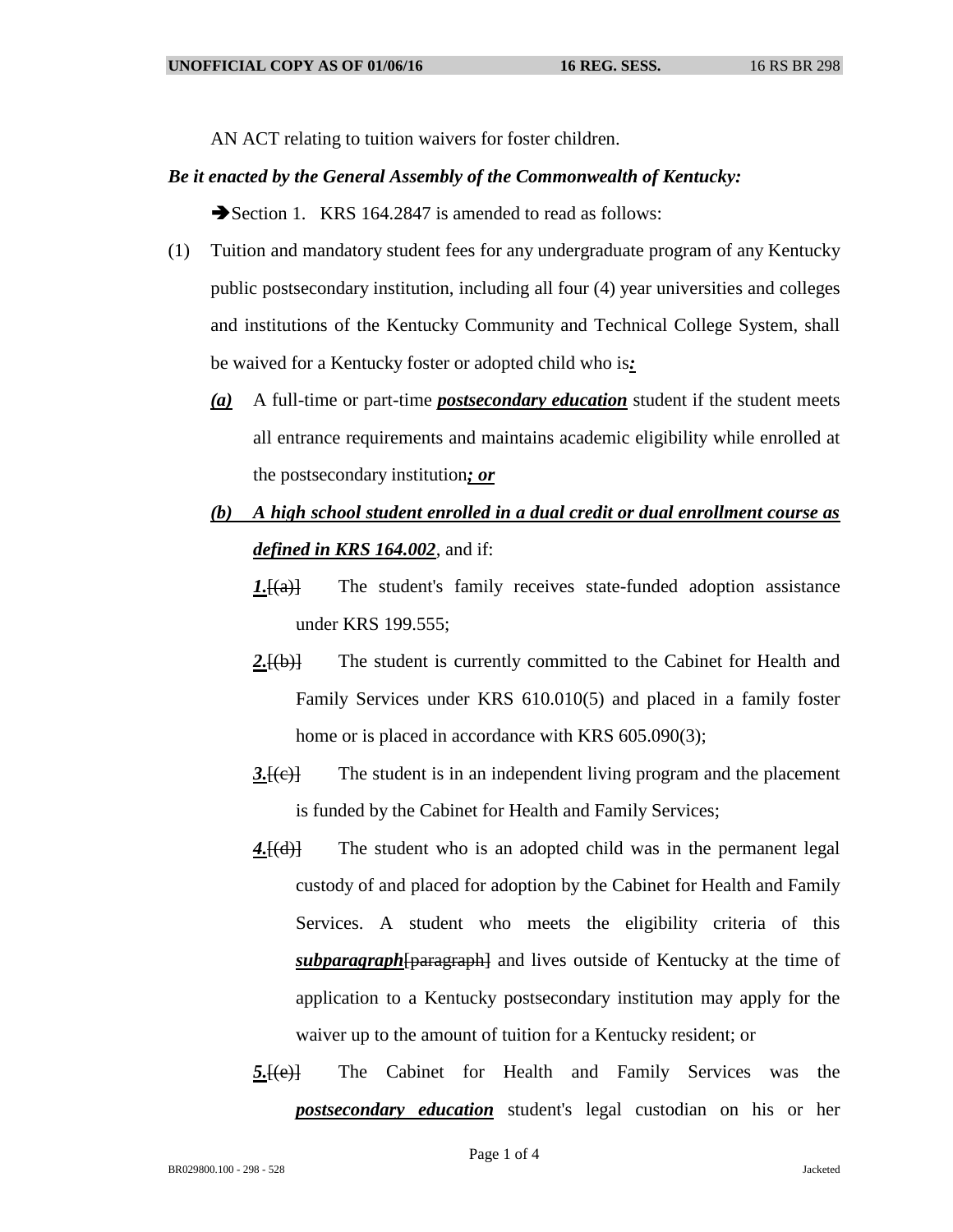AN ACT relating to tuition waivers for foster children.

***Be it enacted by the General Assembly of the Commonwealth of Kentucky:***

➔Section 1. KRS 164.2847 is amended to read as follows:

(1) Tuition and mandatory student fees for any undergraduate program of any Kentucky public postsecondary institution, including all four (4) year universities and colleges and institutions of the Kentucky Community and Technical College System, shall be waived for a Kentucky foster or adopted child who is***:***

***(a)*** A full-time or part-time ***postsecondary education*** student if the student meets all entrance requirements and maintains academic eligibility while enrolled at the postsecondary institution***; or***

***(b) A high school student enrolled in a dual credit or dual enrollment course as defined in KRS 164.002***, and if:

***1.***~~[(a)]~~ The student's family receives state-funded adoption assistance under KRS 199.555;

***2.***~~[(b)]~~ The student is currently committed to the Cabinet for Health and Family Services under KRS 610.010(5) and placed in a family foster home or is placed in accordance with KRS 605.090(3);

***3.***~~[(c)]~~ The student is in an independent living program and the placement is funded by the Cabinet for Health and Family Services;

***4.***~~[(d)]~~ The student who is an adopted child was in the permanent legal custody of and placed for adoption by the Cabinet for Health and Family Services. A student who meets the eligibility criteria of this ***subparagraph***~~[paragraph]~~ and lives outside of Kentucky at the time of application to a Kentucky postsecondary institution may apply for the waiver up to the amount of tuition for a Kentucky resident; or

***5.***~~[(e)]~~ The Cabinet for Health and Family Services was the ***postsecondary education*** student's legal custodian on his or her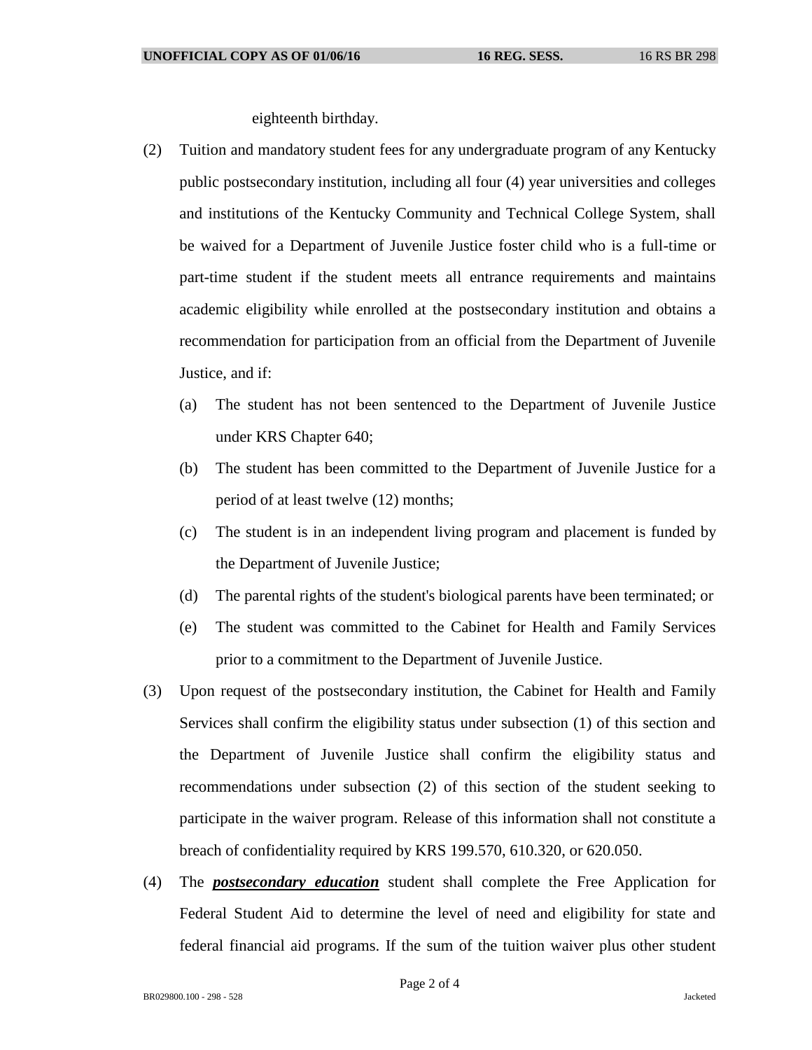eighteenth birthday.

(2) Tuition and mandatory student fees for any undergraduate program of any Kentucky public postsecondary institution, including all four (4) year universities and colleges and institutions of the Kentucky Community and Technical College System, shall be waived for a Department of Juvenile Justice foster child who is a full-time or part-time student if the student meets all entrance requirements and maintains academic eligibility while enrolled at the postsecondary institution and obtains a recommendation for participation from an official from the Department of Juvenile Justice, and if:

(a) The student has not been sentenced to the Department of Juvenile Justice under KRS Chapter 640;

(b) The student has been committed to the Department of Juvenile Justice for a period of at least twelve (12) months;

(c) The student is in an independent living program and placement is funded by the Department of Juvenile Justice;

(d) The parental rights of the student's biological parents have been terminated; or

(e) The student was committed to the Cabinet for Health and Family Services prior to a commitment to the Department of Juvenile Justice.

(3) Upon request of the postsecondary institution, the Cabinet for Health and Family Services shall confirm the eligibility status under subsection (1) of this section and the Department of Juvenile Justice shall confirm the eligibility status and recommendations under subsection (2) of this section of the student seeking to participate in the waiver program. Release of this information shall not constitute a breach of confidentiality required by KRS 199.570, 610.320, or 620.050.

(4) The ***<u>postsecondary education</u>*** student shall complete the Free Application for Federal Student Aid to determine the level of need and eligibility for state and federal financial aid programs. If the sum of the tuition waiver plus other student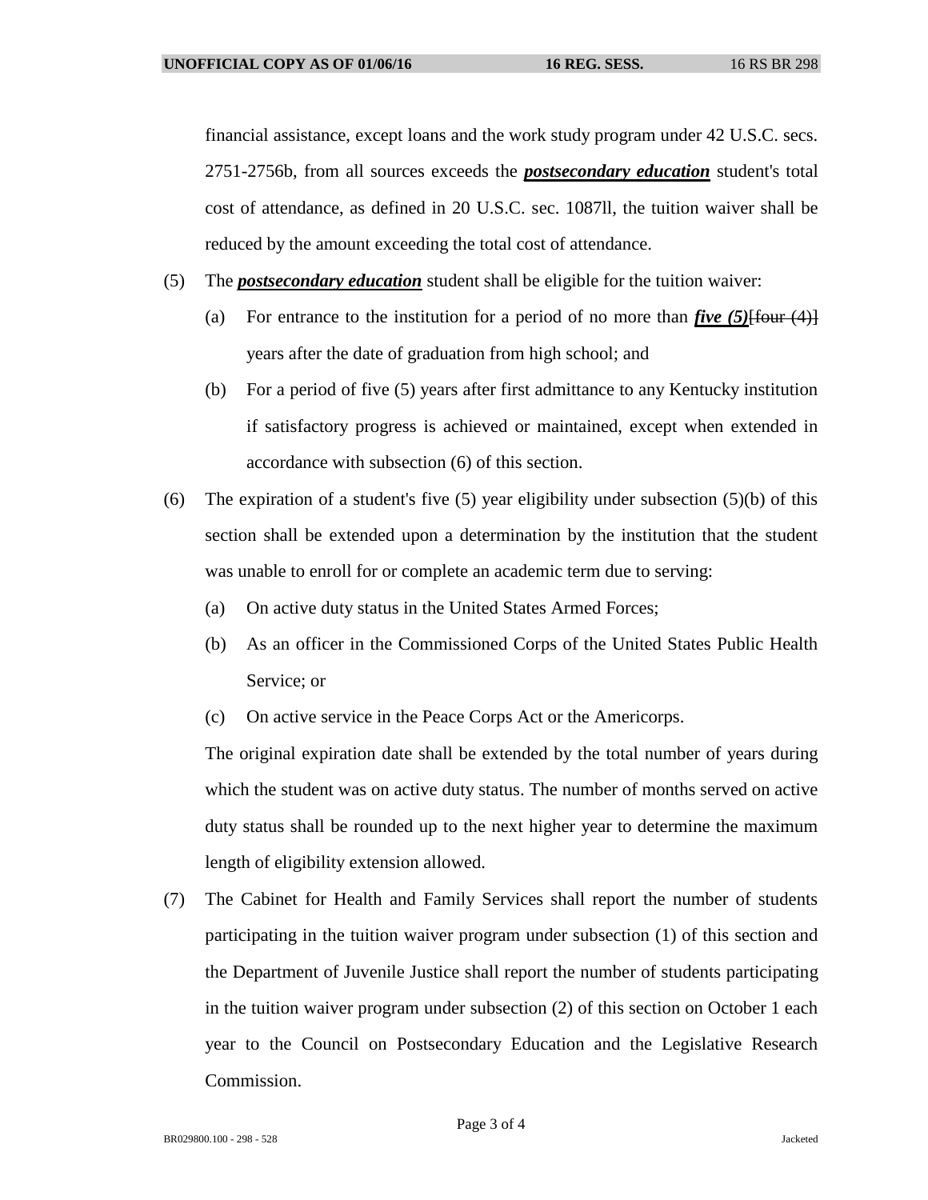financial assistance, except loans and the work study program under 42 U.S.C. secs. 2751-2756b, from all sources exceeds the ***postsecondary education*** student's total cost of attendance, as defined in 20 U.S.C. sec. 1087ll, the tuition waiver shall be reduced by the amount exceeding the total cost of attendance.

(5) The ***postsecondary education*** student shall be eligible for the tuition waiver:

(a) For entrance to the institution for a period of no more than ***five (5)***~~[four (4)]~~ years after the date of graduation from high school; and

(b) For a period of five (5) years after first admittance to any Kentucky institution if satisfactory progress is achieved or maintained, except when extended in accordance with subsection (6) of this section.

(6) The expiration of a student's five (5) year eligibility under subsection (5)(b) of this section shall be extended upon a determination by the institution that the student was unable to enroll for or complete an academic term due to serving:

(a) On active duty status in the United States Armed Forces;

(b) As an officer in the Commissioned Corps of the United States Public Health Service; or

(c) On active service in the Peace Corps Act or the Americorps.

The original expiration date shall be extended by the total number of years during which the student was on active duty status. The number of months served on active duty status shall be rounded up to the next higher year to determine the maximum length of eligibility extension allowed.

(7) The Cabinet for Health and Family Services shall report the number of students participating in the tuition waiver program under subsection (1) of this section and the Department of Juvenile Justice shall report the number of students participating in the tuition waiver program under subsection (2) of this section on October 1 each year to the Council on Postsecondary Education and the Legislative Research Commission.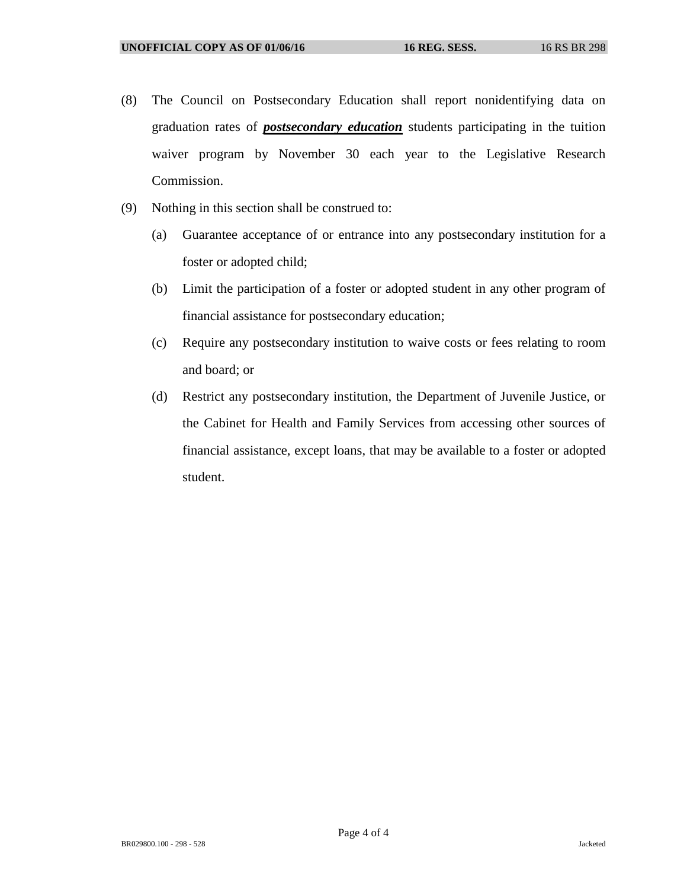(8) The Council on Postsecondary Education shall report nonidentifying data on graduation rates of ***postsecondary education*** students participating in the tuition waiver program by November 30 each year to the Legislative Research Commission.

(9) Nothing in this section shall be construed to:

(a) Guarantee acceptance of or entrance into any postsecondary institution for a foster or adopted child;

(b) Limit the participation of a foster or adopted student in any other program of financial assistance for postsecondary education;

(c) Require any postsecondary institution to waive costs or fees relating to room and board; or

(d) Restrict any postsecondary institution, the Department of Juvenile Justice, or the Cabinet for Health and Family Services from accessing other sources of financial assistance, except loans, that may be available to a foster or adopted student.